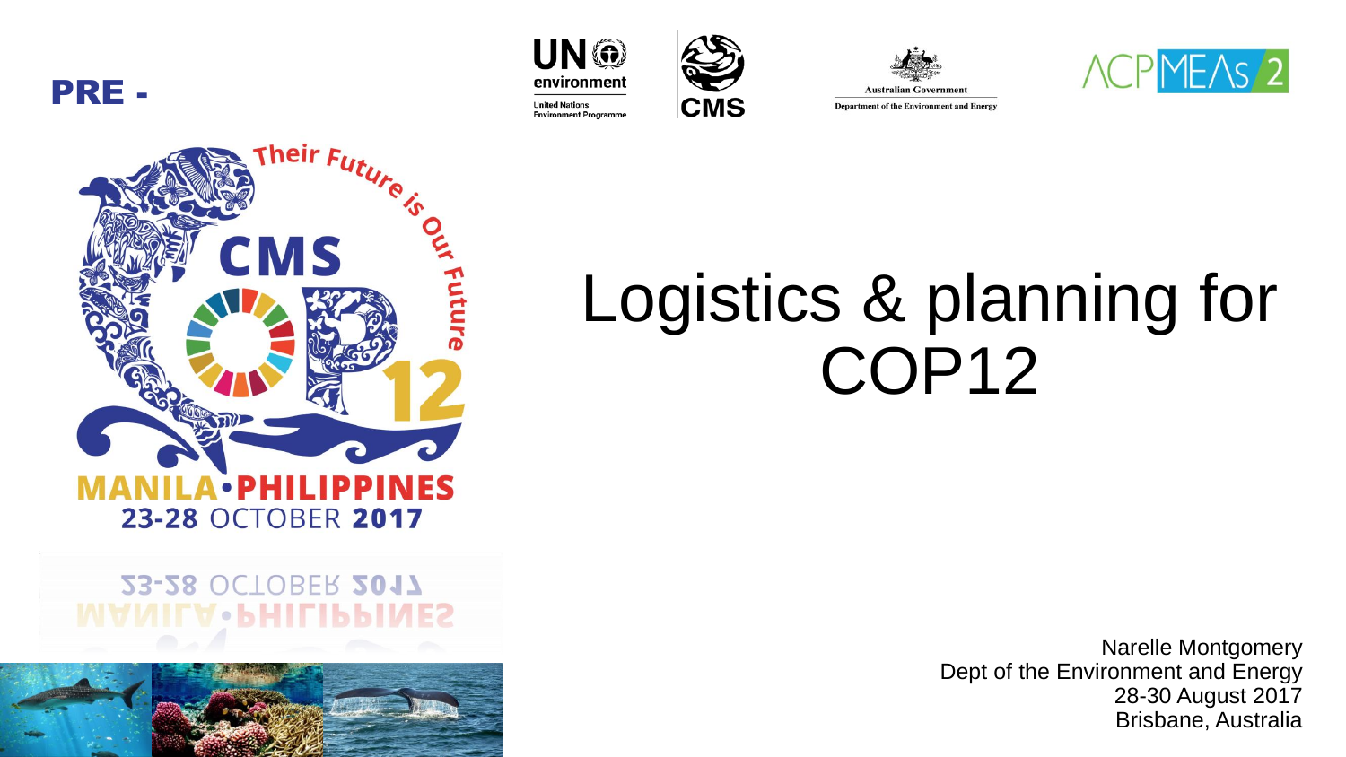PRE -

# Logistics & planning for COP12

CMS COP12 — Their Future is Our Future

MANILA • PHILIPPINES

23-28 OCTOBER 2017

Narelle Montgomery
Dept of the Environment and Energy
28-30 August 2017
Brisbane, Australia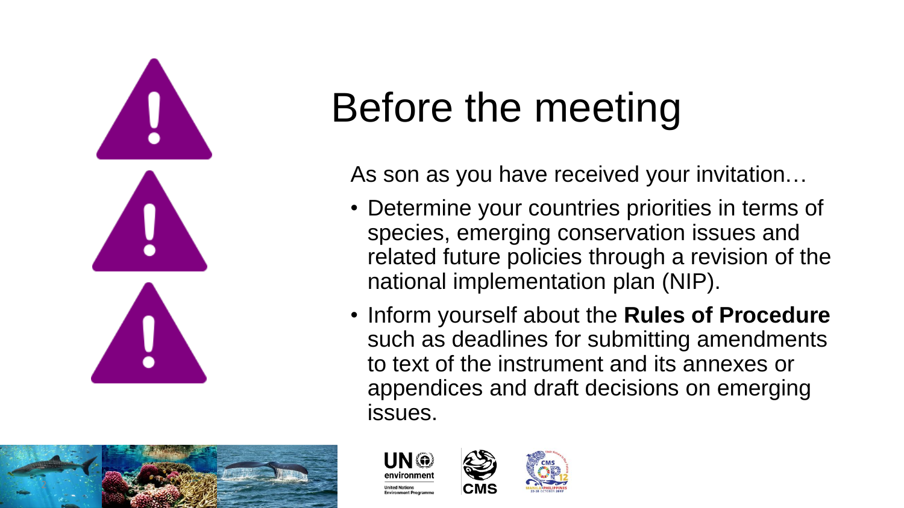# Before the meeting

As son as you have received your invitation…

- Determine your countries priorities in terms of species, emerging conservation issues and related future policies through a revision of the national implementation plan (NIP).
- Inform yourself about the **Rules of Procedure** such as deadlines for submitting amendments to text of the instrument and its annexes or appendices and draft decisions on emerging issues.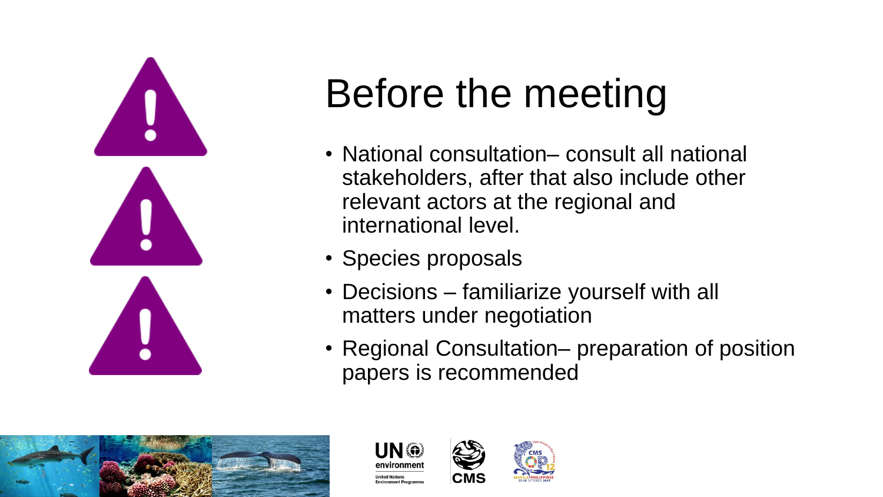# Before the meeting

- National consultation– consult all national stakeholders, after that also include other relevant actors at the regional and international level.
- Species proposals
- Decisions – familiarize yourself with all matters under negotiation
- Regional Consultation– preparation of position papers is recommended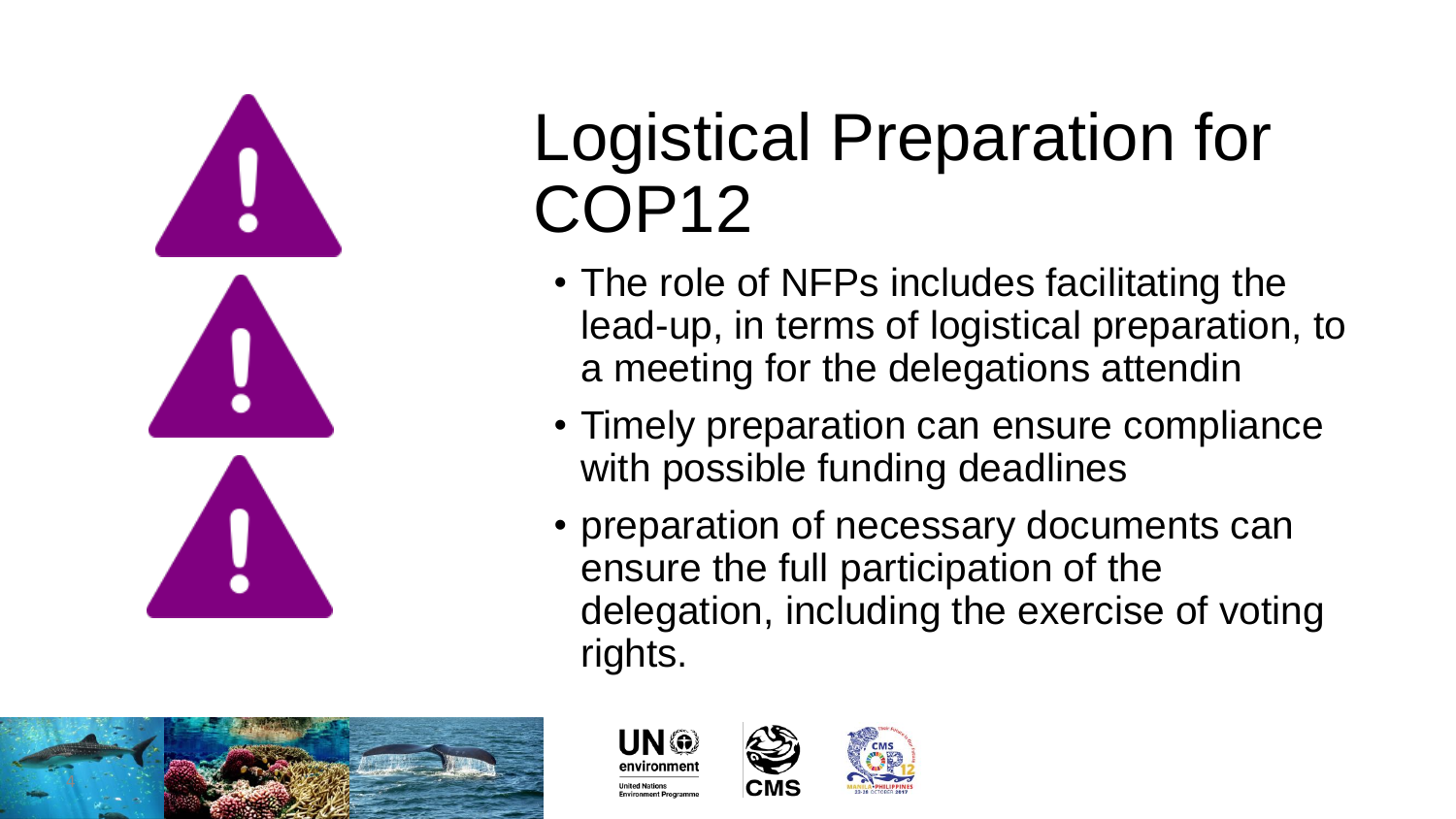# Logistical Preparation for COP12

- The role of NFPs includes facilitating the lead-up, in terms of logistical preparation, to a meeting for the delegations attendin
- Timely preparation can ensure compliance with possible funding deadlines
- preparation of necessary documents can ensure the full participation of the delegation, including the exercise of voting rights.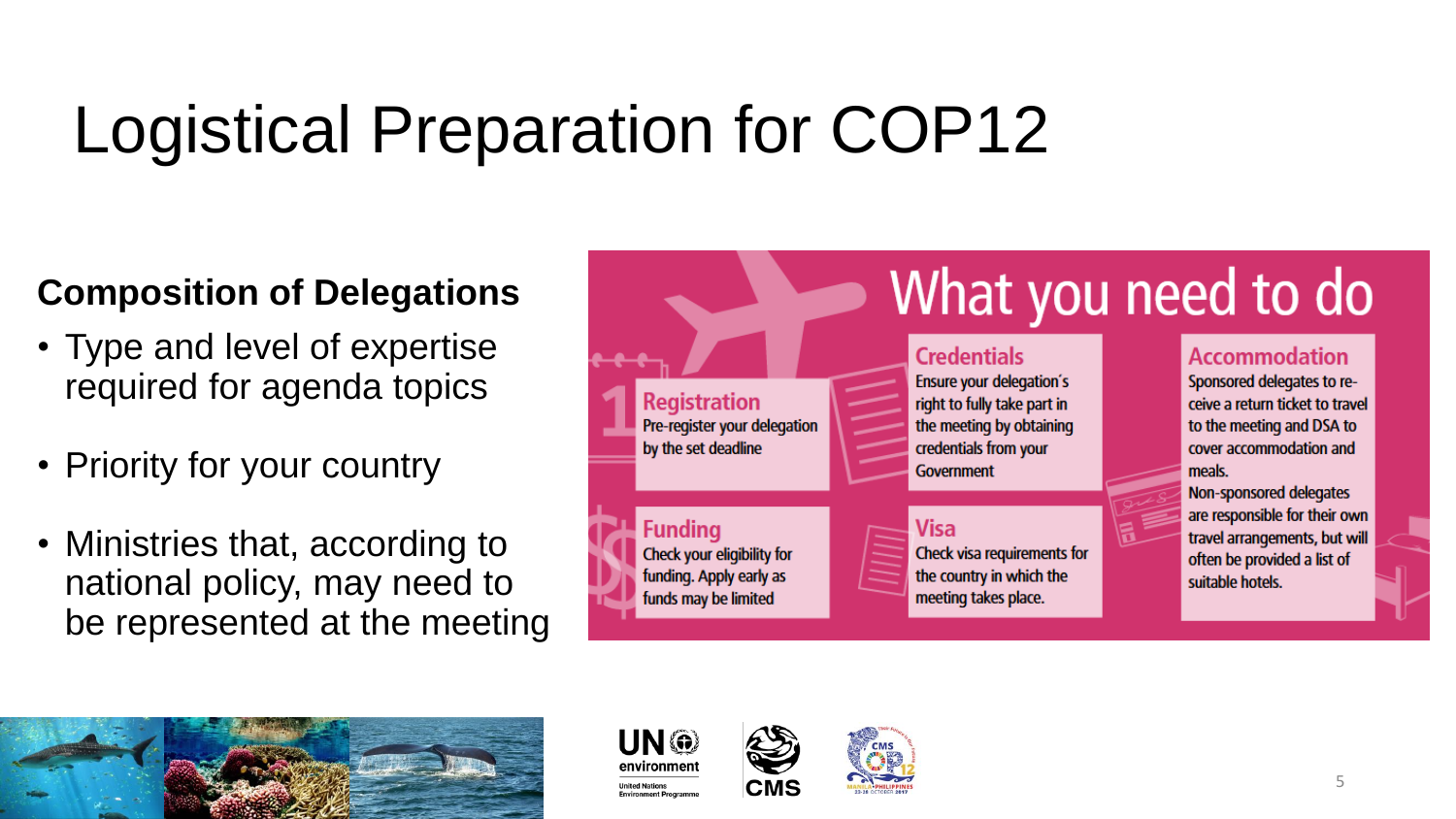# Logistical Preparation for COP12

**Composition of Delegations**

- Type and level of expertise required for agenda topics
- Priority for your country
- Ministries that, according to national policy, may need to be represented at the meeting

## What you need to do

**Registration**
Pre-register your delegation by the set deadline

**Funding**
Check your eligibility for funding. Apply early as funds may be limited

**Credentials**
Ensure your delegation's right to fully take part in the meeting by obtaining credentials from your Government

**Visa**
Check visa requirements for the country in which the meeting takes place.

**Accommodation**
Sponsored delegates to receive a return ticket to travel to the meeting and DSA to cover accommodation and meals.
Non-sponsored delegates are responsible for their own travel arrangements, but will often be provided a list of suitable hotels.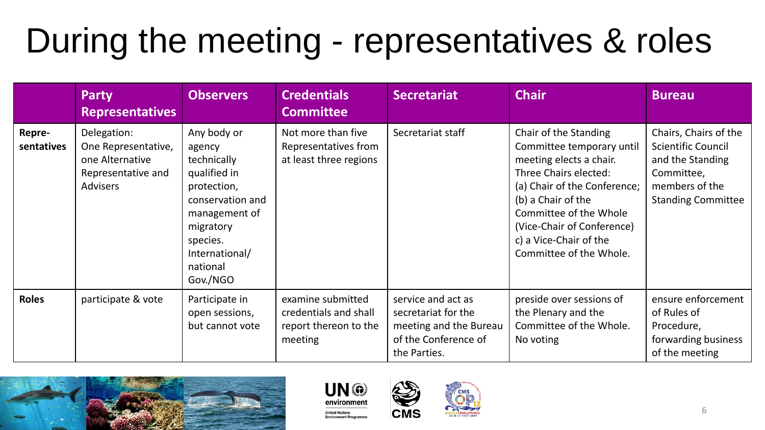# During the meeting - representatives & roles

| | Party Representatives | Observers | Credentials Committee | Secretariat | Chair | Bureau |
|---|---|---|---|---|---|---|
| **Repre-sentatives** | Delegation: One Representative, one Alternative Representative and Advisers | Any body or agency technically qualified in protection, conservation and management of migratory species. International/ national Gov./NGO | Not more than five Representatives from at least three regions | Secretariat staff | Chair of the Standing Committee temporary until meeting elects a chair. Three Chairs elected: (a) Chair of the Conference; (b) a Chair of the Committee of the Whole (Vice-Chair of Conference) c) a Vice-Chair of the Committee of the Whole. | Chairs, Chairs of the Scientific Council and the Standing Committee, members of the Standing Committee |
| **Roles** | participate & vote | Participate in open sessions, but cannot vote | examine submitted credentials and shall report thereon to the meeting | service and act as secretariat for the meeting and the Bureau of the Conference of the Parties. | preside over sessions of the Plenary and the Committee of the Whole. No voting | ensure enforcement of Rules of Procedure, forwarding business of the meeting |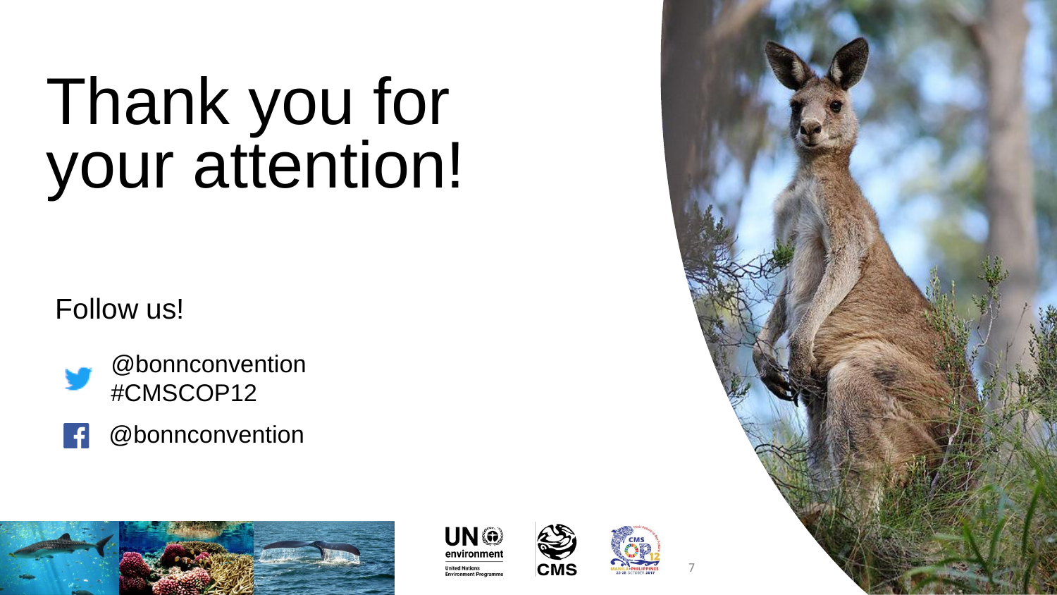# Thank you for your attention!

Follow us!

@bonnconvention
#CMSCOP12

@bonnconvention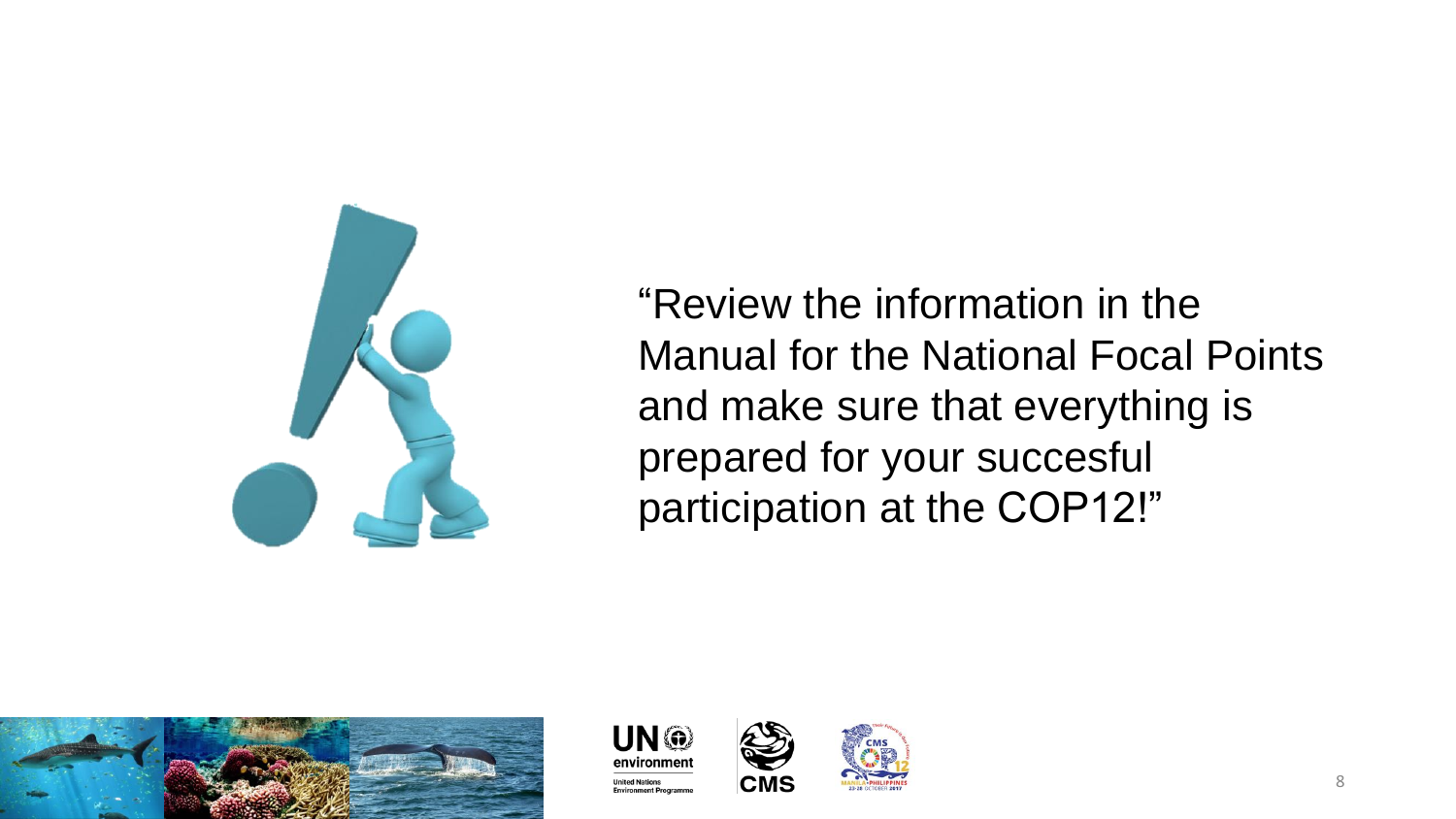"Review the information in the Manual for the National Focal Points and make sure that everything is prepared for your succesful participation at the COP12!"